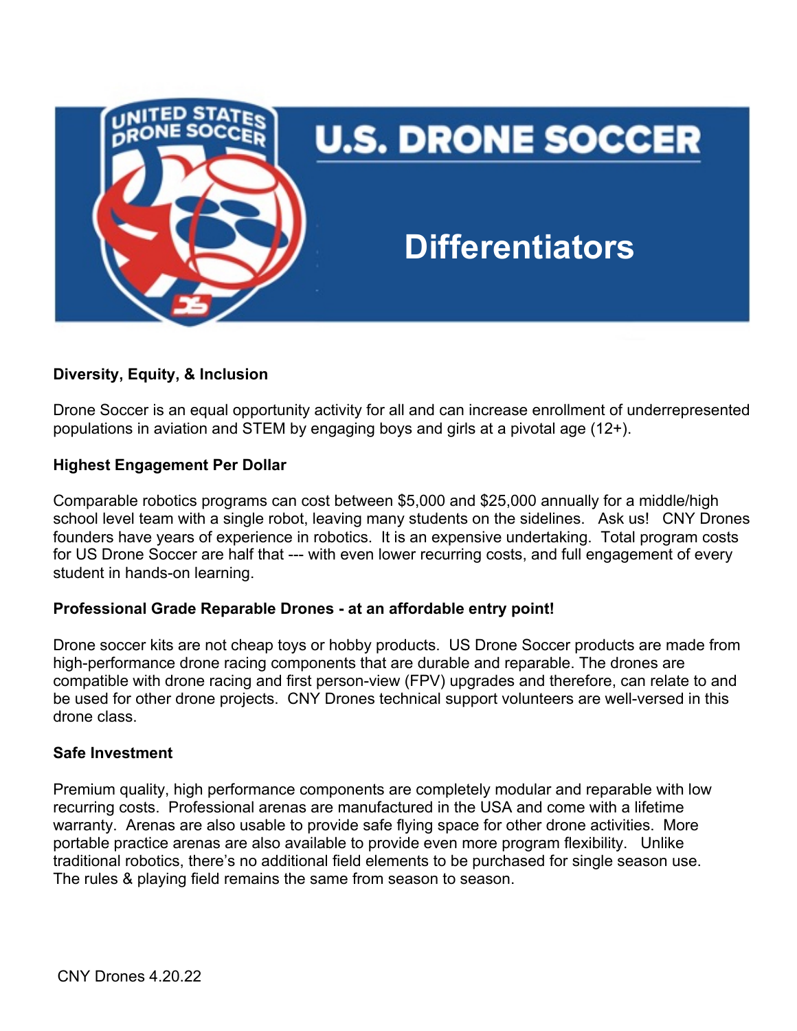# U.S. DRONE SOCCER

## Differentiators

**Diversity, Equity, & Inclusion**

Drone Soccer is an equal opportunity activity for all and can increase enrollment of underrepresented populations in aviation and STEM by engaging boys and girls at a pivotal age (12+).

**Highest Engagement Per Dollar**

Comparable robotics programs can cost between $5,000 and $25,000 annually for a middle/high school level team with a single robot, leaving many students on the sidelines. Ask us! CNY Drones founders have years of experience in robotics. It is an expensive undertaking. Total program costs for US Drone Soccer are half that --- with even lower recurring costs, and full engagement of every student in hands-on learning.

**Professional Grade Reparable Drones - at an affordable entry point!**

Drone soccer kits are not cheap toys or hobby products. US Drone Soccer products are made from high-performance drone racing components that are durable and reparable. The drones are compatible with drone racing and first person-view (FPV) upgrades and therefore, can relate to and be used for other drone projects. CNY Drones technical support volunteers are well-versed in this drone class.

**Safe Investment**

Premium quality, high performance components are completely modular and reparable with low recurring costs. Professional arenas are manufactured in the USA and come with a lifetime warranty. Arenas are also usable to provide safe flying space for other drone activities. More portable practice arenas are also available to provide even more program flexibility. Unlike traditional robotics, there's no additional field elements to be purchased for single season use. The rules & playing field remains the same from season to season.

CNY Drones 4.20.22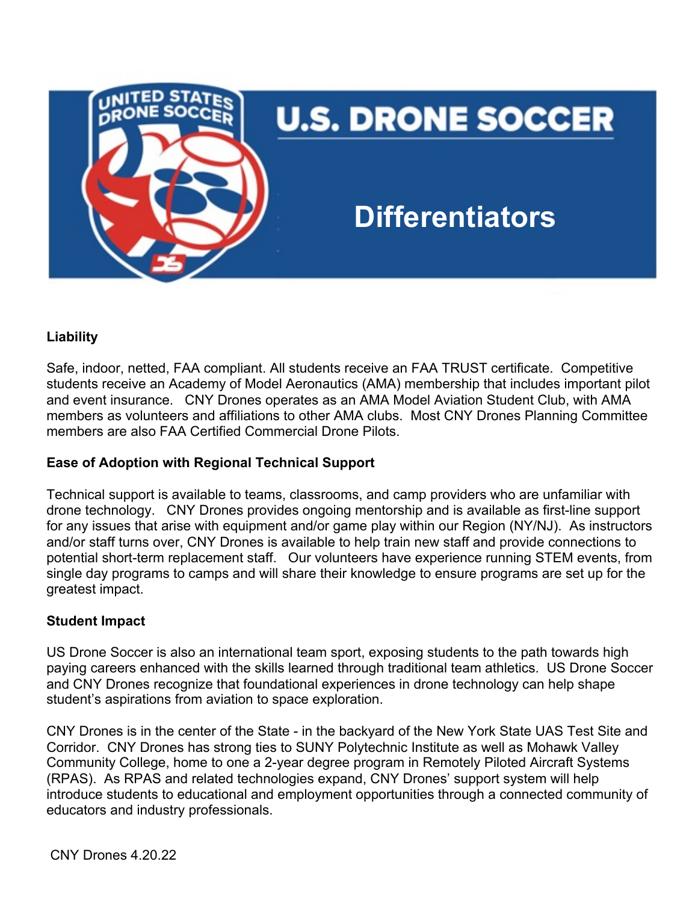# U.S. DRONE SOCCER

## Differentiators

**Liability**

Safe, indoor, netted, FAA compliant. All students receive an FAA TRUST certificate. Competitive students receive an Academy of Model Aeronautics (AMA) membership that includes important pilot and event insurance. CNY Drones operates as an AMA Model Aviation Student Club, with AMA members as volunteers and affiliations to other AMA clubs. Most CNY Drones Planning Committee members are also FAA Certified Commercial Drone Pilots.

**Ease of Adoption with Regional Technical Support**

Technical support is available to teams, classrooms, and camp providers who are unfamiliar with drone technology. CNY Drones provides ongoing mentorship and is available as first-line support for any issues that arise with equipment and/or game play within our Region (NY/NJ). As instructors and/or staff turns over, CNY Drones is available to help train new staff and provide connections to potential short-term replacement staff. Our volunteers have experience running STEM events, from single day programs to camps and will share their knowledge to ensure programs are set up for the greatest impact.

**Student Impact**

US Drone Soccer is also an international team sport, exposing students to the path towards high paying careers enhanced with the skills learned through traditional team athletics. US Drone Soccer and CNY Drones recognize that foundational experiences in drone technology can help shape student's aspirations from aviation to space exploration.

CNY Drones is in the center of the State - in the backyard of the New York State UAS Test Site and Corridor. CNY Drones has strong ties to SUNY Polytechnic Institute as well as Mohawk Valley Community College, home to one a 2-year degree program in Remotely Piloted Aircraft Systems (RPAS). As RPAS and related technologies expand, CNY Drones' support system will help introduce students to educational and employment opportunities through a connected community of educators and industry professionals.

CNY Drones 4.20.22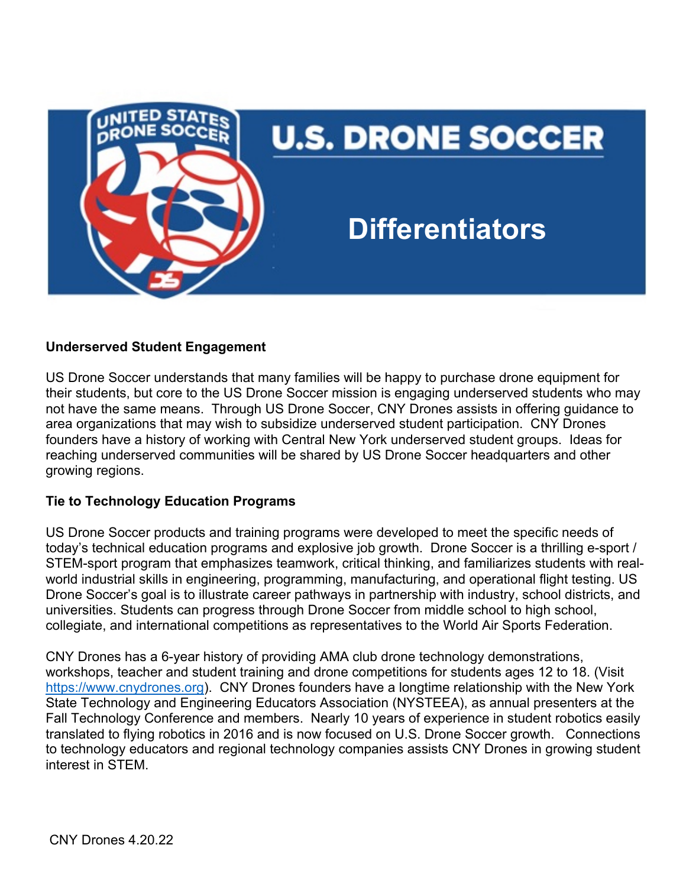# U.S. DRONE SOCCER

## Differentiators

**Underserved Student Engagement**

US Drone Soccer understands that many families will be happy to purchase drone equipment for their students, but core to the US Drone Soccer mission is engaging underserved students who may not have the same means. Through US Drone Soccer, CNY Drones assists in offering guidance to area organizations that may wish to subsidize underserved student participation. CNY Drones founders have a history of working with Central New York underserved student groups. Ideas for reaching underserved communities will be shared by US Drone Soccer headquarters and other growing regions.

**Tie to Technology Education Programs**

US Drone Soccer products and training programs were developed to meet the specific needs of today's technical education programs and explosive job growth. Drone Soccer is a thrilling e-sport / STEM-sport program that emphasizes teamwork, critical thinking, and familiarizes students with real-world industrial skills in engineering, programming, manufacturing, and operational flight testing. US Drone Soccer's goal is to illustrate career pathways in partnership with industry, school districts, and universities. Students can progress through Drone Soccer from middle school to high school, collegiate, and international competitions as representatives to the World Air Sports Federation.

CNY Drones has a 6-year history of providing AMA club drone technology demonstrations, workshops, teacher and student training and drone competitions for students ages 12 to 18. (Visit https://www.cnydrones.org). CNY Drones founders have a longtime relationship with the New York State Technology and Engineering Educators Association (NYSTEEA), as annual presenters at the Fall Technology Conference and members. Nearly 10 years of experience in student robotics easily translated to flying robotics in 2016 and is now focused on U.S. Drone Soccer growth. Connections to technology educators and regional technology companies assists CNY Drones in growing student interest in STEM.

CNY Drones 4.20.22